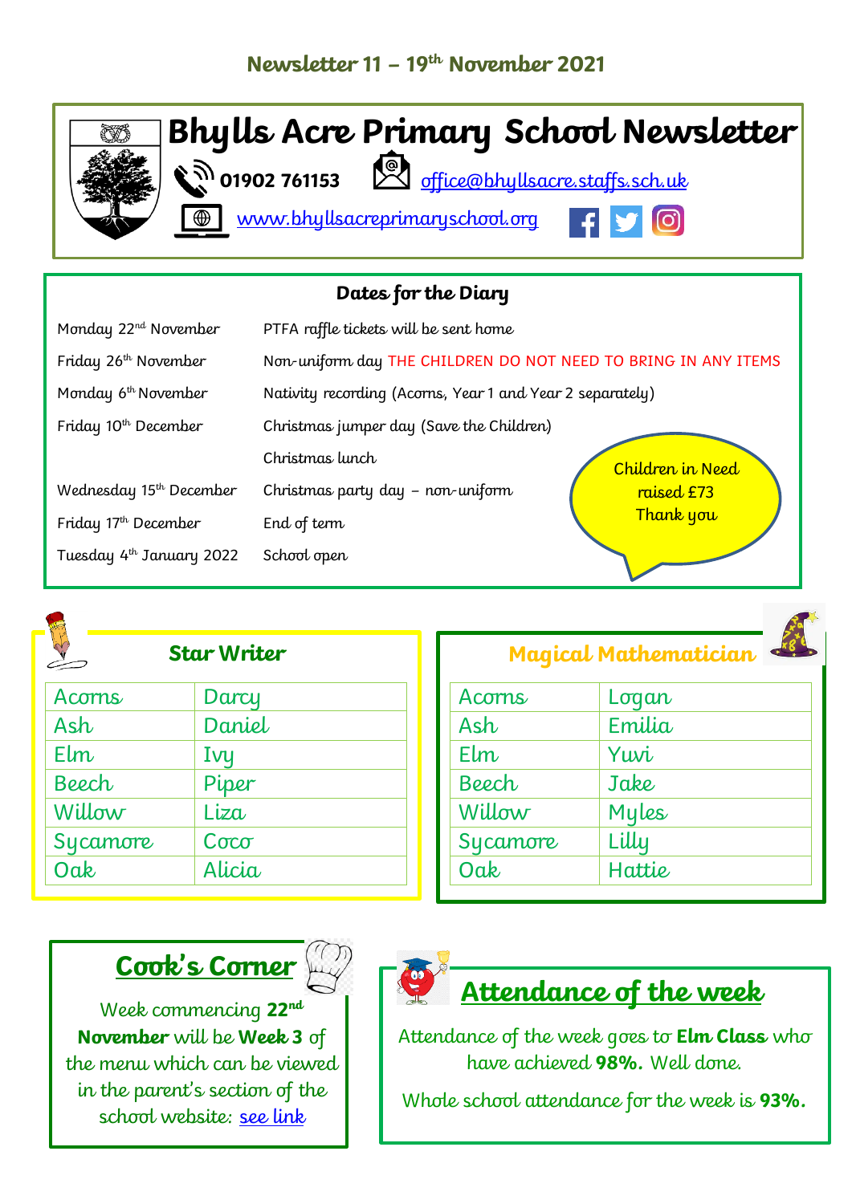## Newsletter 11 – 19th November 2021

# Bhylls Acre Primary School Newsletter

01902 761153 office@bhyllsacre.staffs.sch.uk

www.bhyllsacreprimaryschool.org

## Dates for the Diary

| | |
|---|---|
| Monday 22nd November | PTFA raffle tickets will be sent home |
| Friday 26th November | Non-uniform day THE CHILDREN DO NOT NEED TO BRING IN ANY ITEMS |
| Monday 6th November | Nativity recording (Acorns, Year 1 and Year 2 separately) |
| Friday 10th December | Christmas jumper day (Save the Children) |
| | Christmas lunch |
| Wednesday 15th December | Christmas party day – non-uniform |
| Friday 17th December | End of term |
| Tuesday 4th January 2022 | School open |

Children in Need raised £73 Thank you

## Star Writer

| | |
|---|---|
| Acorns | Darcy |
| Ash | Daniel |
| Elm | Ivy |
| Beech | Piper |
| Willow | Liza |
| Sycamore | Coco |
| Oak | Alicia |

## Magical Mathematician

| | |
|---|---|
| Acorns | Logan |
| Ash | Emilia |
| Elm | Yuvi |
| Beech | Jake |
| Willow | Myles |
| Sycamore | Lilly |
| Oak | Hattie |

## Cook's Corner

Week commencing **22nd November** will be **Week 3** of the menu which can be viewed in the parent's section of the school website: see link

## Attendance of the week

Attendance of the week goes to **Elm Class** who have achieved **98%.** Well done.

Whole school attendance for the week is **93%.**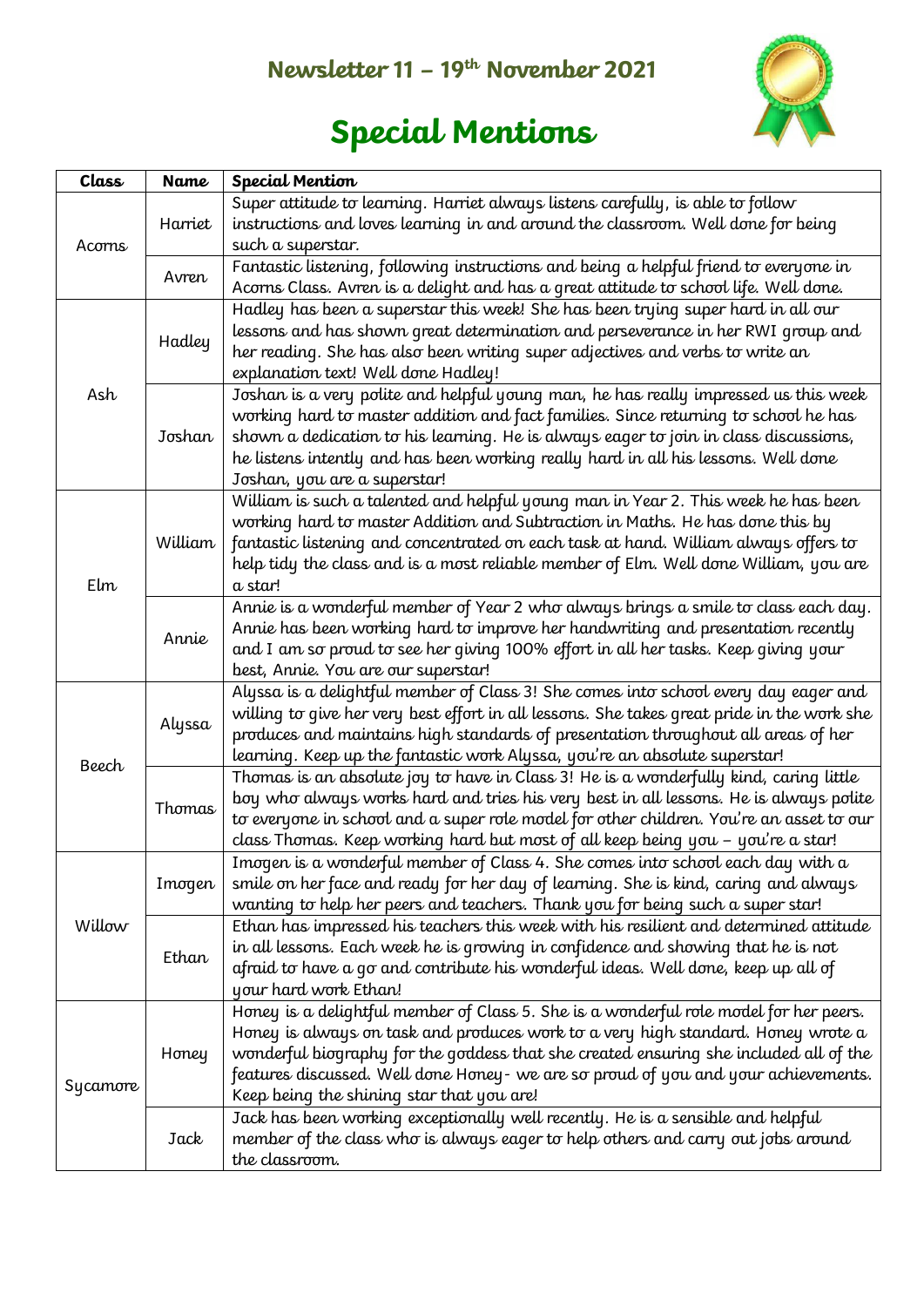## Newsletter 11 – 19th November 2021

# Special Mentions

| Class | Name | Special Mention |
|---|---|---|
| Acorns | Harriet | Super attitude to learning. Harriet always listens carefully, is able to follow instructions and loves learning in and around the classroom. Well done for being such a superstar. |
| | Avren | Fantastic listening, following instructions and being a helpful friend to everyone in Acorns Class. Avren is a delight and has a great attitude to school life. Well done. |
| Ash | Hadley | Hadley has been a superstar this week! She has been trying super hard in all our lessons and has shown great determination and perseverance in her RWI group and her reading. She has also been writing super adjectives and verbs to write an explanation text! Well done Hadley! |
| | Joshan | Joshan is a very polite and helpful young man, he has really impressed us this week working hard to master addition and fact families. Since returning to school he has shown a dedication to his learning. He is always eager to join in class discussions, he listens intently and has been working really hard in all his lessons. Well done Joshan, you are a superstar! |
| Elm | William | William is such a talented and helpful young man in Year 2. This week he has been working hard to master Addition and Subtraction in Maths. He has done this by fantastic listening and concentrated on each task at hand. William always offers to help tidy the class and is a most reliable member of Elm. Well done William, you are a star! |
| | Annie | Annie is a wonderful member of Year 2 who always brings a smile to class each day. Annie has been working hard to improve her handwriting and presentation recently and I am so proud to see her giving 100% effort in all her tasks. Keep giving your best, Annie. You are our superstar! |
| Beech | Alyssa | Alyssa is a delightful member of Class 3! She comes into school every day eager and willing to give her very best effort in all lessons. She takes great pride in the work she produces and maintains high standards of presentation throughout all areas of her learning. Keep up the fantastic work Alyssa, you're an absolute superstar! |
| | Thomas | Thomas is an absolute joy to have in Class 3! He is a wonderfully kind, caring little boy who always works hard and tries his very best in all lessons. He is always polite to everyone in school and a super role model for other children. You're an asset to our class Thomas. Keep working hard but most of all keep being you – you're a star! |
| Willow | Imogen | Imogen is a wonderful member of Class 4. She comes into school each day with a smile on her face and ready for her day of learning. She is kind, caring and always wanting to help her peers and teachers. Thank you for being such a super star! |
| | Ethan | Ethan has impressed his teachers this week with his resilient and determined attitude in all lessons. Each week he is growing in confidence and showing that he is not afraid to have a go and contribute his wonderful ideas. Well done, keep up all of your hard work Ethan! |
| Sycamore | Honey | Honey is a delightful member of Class 5. She is a wonderful role model for her peers. Honey is always on task and produces work to a very high standard. Honey wrote a wonderful biography for the goddess that she created ensuring she included all of the features discussed. Well done Honey- we are so proud of you and your achievements. Keep being the shining star that you are! |
| | Jack | Jack has been working exceptionally well recently. He is a sensible and helpful member of the class who is always eager to help others and carry out jobs around the classroom. |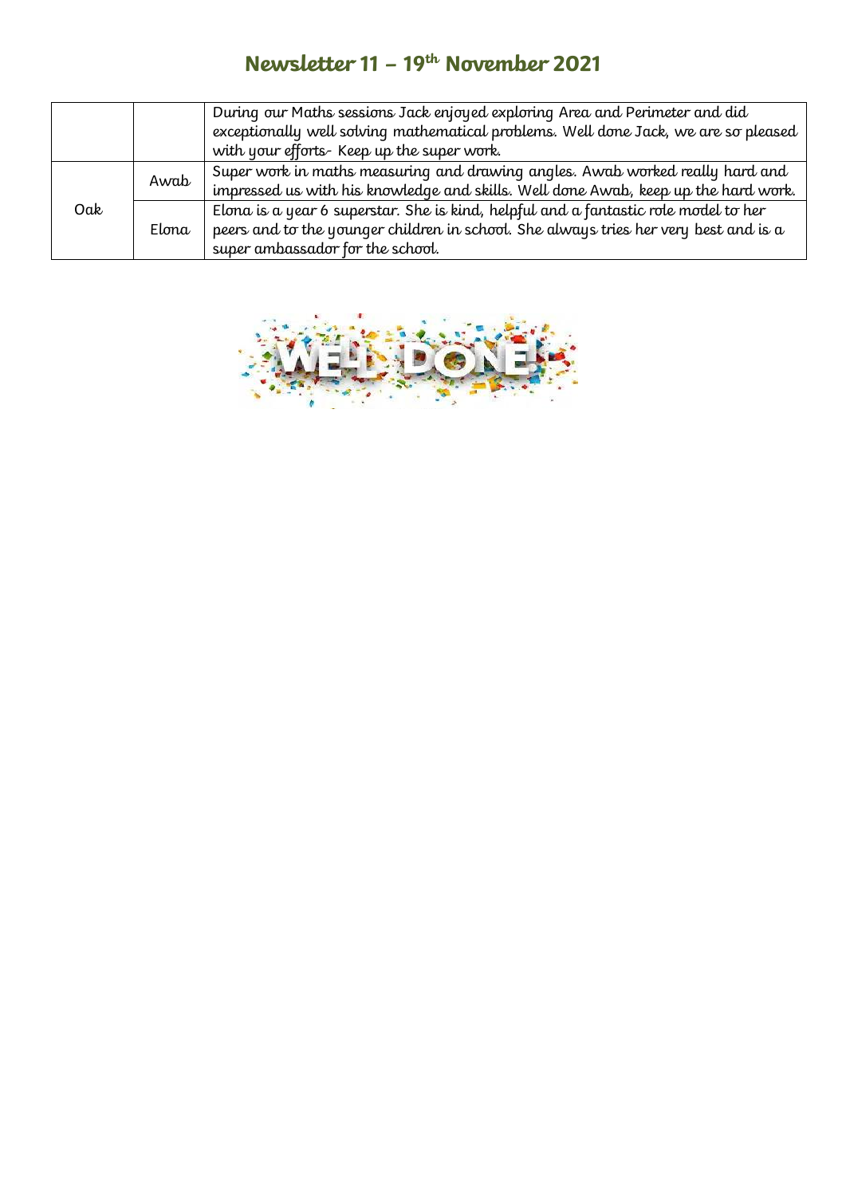## Newsletter 11 – 19th November 2021

| | | |
|---|---|---|
| | | During our Maths sessions Jack enjoyed exploring Area and Perimeter and did exceptionally well solving mathematical problems. Well done Jack, we are so pleased with your efforts- Keep up the super work. |
| Oak | Awab | Super work in maths measuring and drawing angles. Awab worked really hard and impressed us with his knowledge and skills. Well done Awab, keep up the hard work. |
| | Elona | Elona is a year 6 superstar. She is kind, helpful and a fantastic role model to her peers and to the younger children in school. She always tries her very best and is a super ambassador for the school. |

WELL DONE!